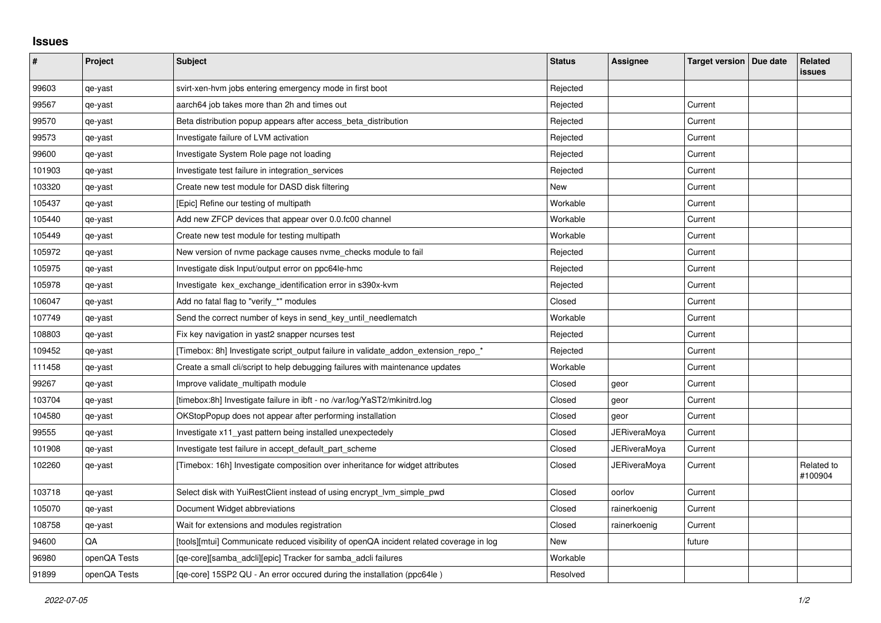# Issues

| # | Project | Subject | Status | Assignee | Target version | Due date | Related issues |
|---|---|---|---|---|---|---|---|
| 99603 | qe-yast | svirt-xen-hvm jobs entering emergency mode in first boot | Rejected | | | | |
| 99567 | qe-yast | aarch64 job takes more than 2h and times out | Rejected | | Current | | |
| 99570 | qe-yast | Beta distribution popup appears after access_beta_distribution | Rejected | | Current | | |
| 99573 | qe-yast | Investigate failure of LVM activation | Rejected | | Current | | |
| 99600 | qe-yast | Investigate System Role page not loading | Rejected | | Current | | |
| 101903 | qe-yast | Investigate test failure in integration_services | Rejected | | Current | | |
| 103320 | qe-yast | Create new test module for DASD disk filtering | New | | Current | | |
| 105437 | qe-yast | [Epic] Refine our testing of multipath | Workable | | Current | | |
| 105440 | qe-yast | Add new ZFCP devices that appear over 0.0.fc00 channel | Workable | | Current | | |
| 105449 | qe-yast | Create new test module for testing multipath | Workable | | Current | | |
| 105972 | qe-yast | New version of nvme package causes nvme_checks module to fail | Rejected | | Current | | |
| 105975 | qe-yast | Investigate disk Input/output error on ppc64le-hmc | Rejected | | Current | | |
| 105978 | qe-yast | Investigate kex_exchange_identification error in s390x-kvm | Rejected | | Current | | |
| 106047 | qe-yast | Add no fatal flag to "verify_*" modules | Closed | | Current | | |
| 107749 | qe-yast | Send the correct number of keys in send_key_until_needlematch | Workable | | Current | | |
| 108803 | qe-yast | Fix key navigation in yast2 snapper ncurses test | Rejected | | Current | | |
| 109452 | qe-yast | [Timebox: 8h] Investigate script_output failure in validate_addon_extension_repo_* | Rejected | | Current | | |
| 111458 | qe-yast | Create a small cli/script to help debugging failures with maintenance updates | Workable | | Current | | |
| 99267 | qe-yast | Improve validate_multipath module | Closed | geor | Current | | |
| 103704 | qe-yast | [timebox:8h] Investigate failure in ibft - no /var/log/YaST2/mkinitrd.log | Closed | geor | Current | | |
| 104580 | qe-yast | OKStopPopup does not appear after performing installation | Closed | geor | Current | | |
| 99555 | qe-yast | Investigate x11_yast pattern being installed unexpectedely | Closed | JERiveraMoya | Current | | |
| 101908 | qe-yast | Investigate test failure in accept_default_part_scheme | Closed | JERiveraMoya | Current | | |
| 102260 | qe-yast | [Timebox: 16h] Investigate composition over inheritance for widget attributes | Closed | JERiveraMoya | Current | | Related to #100904 |
| 103718 | qe-yast | Select disk with YuiRestClient instead of using encrypt_lvm_simple_pwd | Closed | oorlov | Current | | |
| 105070 | qe-yast | Document Widget abbreviations | Closed | rainerkoenig | Current | | |
| 108758 | qe-yast | Wait for extensions and modules registration | Closed | rainerkoenig | Current | | |
| 94600 | QA | [tools][mtui] Communicate reduced visibility of openQA incident related coverage in log | New | | future | | |
| 96980 | openQA Tests | [qe-core][samba_adcli][epic] Tracker for samba_adcli failures | Workable | | | | |
| 91899 | openQA Tests | [qe-core] 15SP2 QU - An error occured during the installation (ppc64le ) | Resolved | | | | |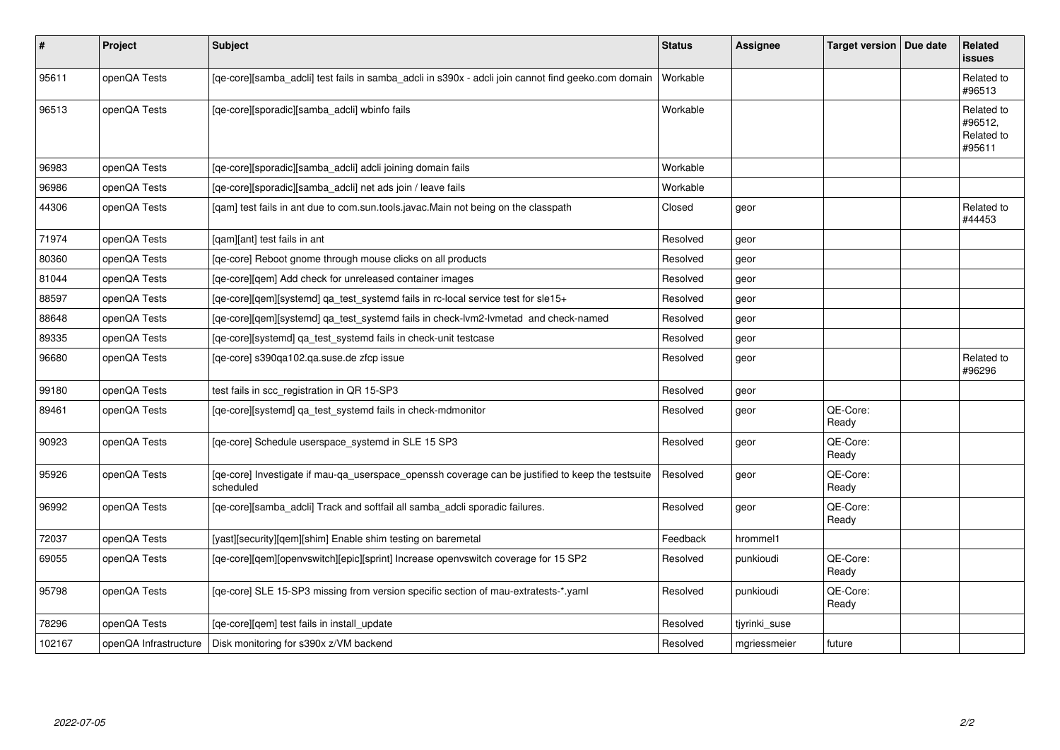| # | Project | Subject | Status | Assignee | Target version | Due date | Related issues |
|---|---|---|---|---|---|---|---|
| 95611 | openQA Tests | [qe-core][samba_adcli] test fails in samba_adcli in s390x - adcli join cannot find geeko.com domain | Workable | | | | Related to #96513 |
| 96513 | openQA Tests | [qe-core][sporadic][samba_adcli] wbinfo fails | Workable | | | | Related to #96512, Related to #95611 |
| 96983 | openQA Tests | [qe-core][sporadic][samba_adcli] adcli joining domain fails | Workable | | | | |
| 96986 | openQA Tests | [qe-core][sporadic][samba_adcli] net ads join / leave fails | Workable | | | | |
| 44306 | openQA Tests | [qam] test fails in ant due to com.sun.tools.javac.Main not being on the classpath | Closed | geor | | | Related to #44453 |
| 71974 | openQA Tests | [qam][ant] test fails in ant | Resolved | geor | | | |
| 80360 | openQA Tests | [qe-core] Reboot gnome through mouse clicks on all products | Resolved | geor | | | |
| 81044 | openQA Tests | [qe-core][qem] Add check for unreleased container images | Resolved | geor | | | |
| 88597 | openQA Tests | [qe-core][qem][systemd] qa_test_systemd fails in rc-local service test for sle15+ | Resolved | geor | | | |
| 88648 | openQA Tests | [qe-core][qem][systemd] qa_test_systemd fails in check-lvm2-lvmetad and check-named | Resolved | geor | | | |
| 89335 | openQA Tests | [qe-core][systemd] qa_test_systemd fails in check-unit testcase | Resolved | geor | | | |
| 96680 | openQA Tests | [qe-core] s390qa102.qa.suse.de zfcp issue | Resolved | geor | | | Related to #96296 |
| 99180 | openQA Tests | test fails in scc_registration in QR 15-SP3 | Resolved | geor | | | |
| 89461 | openQA Tests | [qe-core][systemd] qa_test_systemd fails in check-mdmonitor | Resolved | geor | QE-Core: Ready | | |
| 90923 | openQA Tests | [qe-core] Schedule userspace_systemd in SLE 15 SP3 | Resolved | geor | QE-Core: Ready | | |
| 95926 | openQA Tests | [qe-core] Investigate if mau-qa_userspace_openssh coverage can be justified to keep the testsuite scheduled | Resolved | geor | QE-Core: Ready | | |
| 96992 | openQA Tests | [qe-core][samba_adcli] Track and softfail all samba_adcli sporadic failures. | Resolved | geor | QE-Core: Ready | | |
| 72037 | openQA Tests | [yast][security][qem][shim] Enable shim testing on baremetal | Feedback | hrommel1 | | | |
| 69055 | openQA Tests | [qe-core][qem][openvswitch][epic][sprint] Increase openvswitch coverage for 15 SP2 | Resolved | punkioudi | QE-Core: Ready | | |
| 95798 | openQA Tests | [qe-core] SLE 15-SP3 missing from version specific section of mau-extratests-*.yaml | Resolved | punkioudi | QE-Core: Ready | | |
| 78296 | openQA Tests | [qe-core][qem] test fails in install_update | Resolved | tjyrinki_suse | | | |
| 102167 | openQA Infrastructure | Disk monitoring for s390x z/VM backend | Resolved | mgriessmeier | future | | |